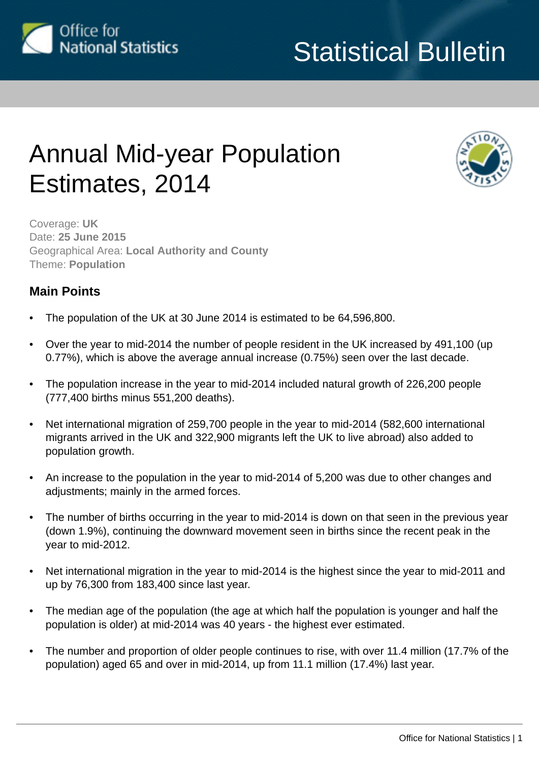Statistical Bulletin

# Annual Mid-year Population Estimates, 2014

Coverage: **UK**
Date: **25 June 2015**
Geographical Area: **Local Authority and County**
Theme: **Population**

## Main Points

- The population of the UK at 30 June 2014 is estimated to be 64,596,800.
- Over the year to mid-2014 the number of people resident in the UK increased by 491,100 (up 0.77%), which is above the average annual increase (0.75%) seen over the last decade.
- The population increase in the year to mid-2014 included natural growth of 226,200 people (777,400 births minus 551,200 deaths).
- Net international migration of 259,700 people in the year to mid-2014 (582,600 international migrants arrived in the UK and 322,900 migrants left the UK to live abroad) also added to population growth.
- An increase to the population in the year to mid-2014 of 5,200 was due to other changes and adjustments; mainly in the armed forces.
- The number of births occurring in the year to mid-2014 is down on that seen in the previous year (down 1.9%), continuing the downward movement seen in births since the recent peak in the year to mid-2012.
- Net international migration in the year to mid-2014 is the highest since the year to mid-2011 and up by 76,300 from 183,400 since last year.
- The median age of the population (the age at which half the population is younger and half the population is older) at mid-2014 was 40 years - the highest ever estimated.
- The number and proportion of older people continues to rise, with over 11.4 million (17.7% of the population) aged 65 and over in mid-2014, up from 11.1 million (17.4%) last year.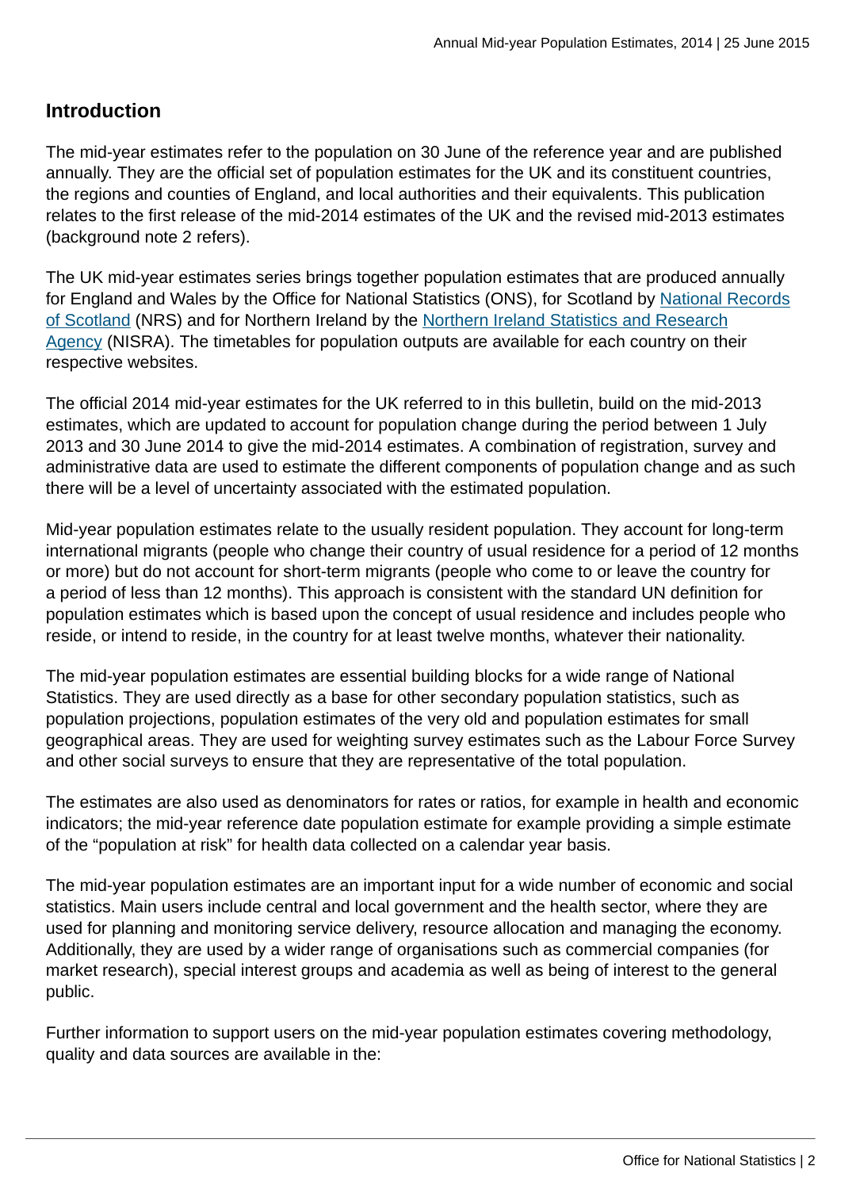## Introduction

The mid-year estimates refer to the population on 30 June of the reference year and are published annually. They are the official set of population estimates for the UK and its constituent countries, the regions and counties of England, and local authorities and their equivalents. This publication relates to the first release of the mid-2014 estimates of the UK and the revised mid-2013 estimates (background note 2 refers).

The UK mid-year estimates series brings together population estimates that are produced annually for England and Wales by the Office for National Statistics (ONS), for Scotland by National Records of Scotland (NRS) and for Northern Ireland by the Northern Ireland Statistics and Research Agency (NISRA). The timetables for population outputs are available for each country on their respective websites.

The official 2014 mid-year estimates for the UK referred to in this bulletin, build on the mid-2013 estimates, which are updated to account for population change during the period between 1 July 2013 and 30 June 2014 to give the mid-2014 estimates. A combination of registration, survey and administrative data are used to estimate the different components of population change and as such there will be a level of uncertainty associated with the estimated population.

Mid-year population estimates relate to the usually resident population. They account for long-term international migrants (people who change their country of usual residence for a period of 12 months or more) but do not account for short-term migrants (people who come to or leave the country for a period of less than 12 months). This approach is consistent with the standard UN definition for population estimates which is based upon the concept of usual residence and includes people who reside, or intend to reside, in the country for at least twelve months, whatever their nationality.

The mid-year population estimates are essential building blocks for a wide range of National Statistics. They are used directly as a base for other secondary population statistics, such as population projections, population estimates of the very old and population estimates for small geographical areas. They are used for weighting survey estimates such as the Labour Force Survey and other social surveys to ensure that they are representative of the total population.

The estimates are also used as denominators for rates or ratios, for example in health and economic indicators; the mid-year reference date population estimate for example providing a simple estimate of the “population at risk” for health data collected on a calendar year basis.

The mid-year population estimates are an important input for a wide number of economic and social statistics. Main users include central and local government and the health sector, where they are used for planning and monitoring service delivery, resource allocation and managing the economy. Additionally, they are used by a wider range of organisations such as commercial companies (for market research), special interest groups and academia as well as being of interest to the general public.

Further information to support users on the mid-year population estimates covering methodology, quality and data sources are available in the: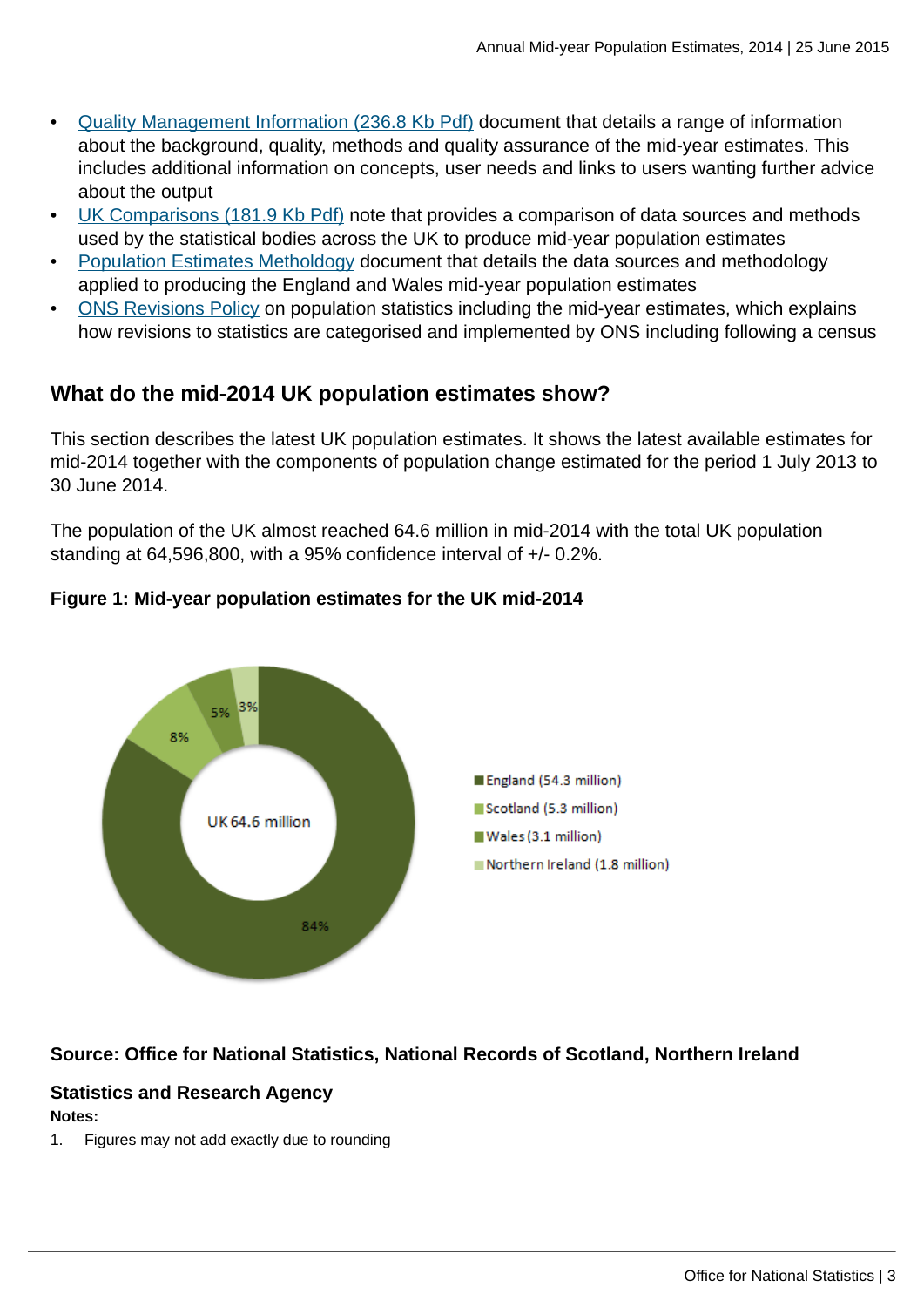- [Quality Management Information (236.8 Kb Pdf)]() document that details a range of information about the background, quality, methods and quality assurance of the mid-year estimates. This includes additional information on concepts, user needs and links to users wanting further advice about the output
- [UK Comparisons (181.9 Kb Pdf)]() note that provides a comparison of data sources and methods used by the statistical bodies across the UK to produce mid-year population estimates
- [Population Estimates Metholdogy]() document that details the data sources and methodology applied to producing the England and Wales mid-year population estimates
- [ONS Revisions Policy]() on population statistics including the mid-year estimates, which explains how revisions to statistics are categorised and implemented by ONS including following a census

## What do the mid-2014 UK population estimates show?

This section describes the latest UK population estimates. It shows the latest available estimates for mid-2014 together with the components of population change estimated for the period 1 July 2013 to 30 June 2014.

The population of the UK almost reached 64.6 million in mid-2014 with the total UK population standing at 64,596,800, with a 95% confidence interval of +/- 0.2%.

**Figure 1: Mid-year population estimates for the UK mid-2014**

UK 64.6 million

- England (54.3 million) – 84%
- Scotland (5.3 million) – 8%
- Wales (3.1 million) – 5%
- Northern Ireland (1.8 million) – 3%

**Source: Office for National Statistics, National Records of Scotland, Northern Ireland Statistics and Research Agency**

**Notes:**

1. Figures may not add exactly due to rounding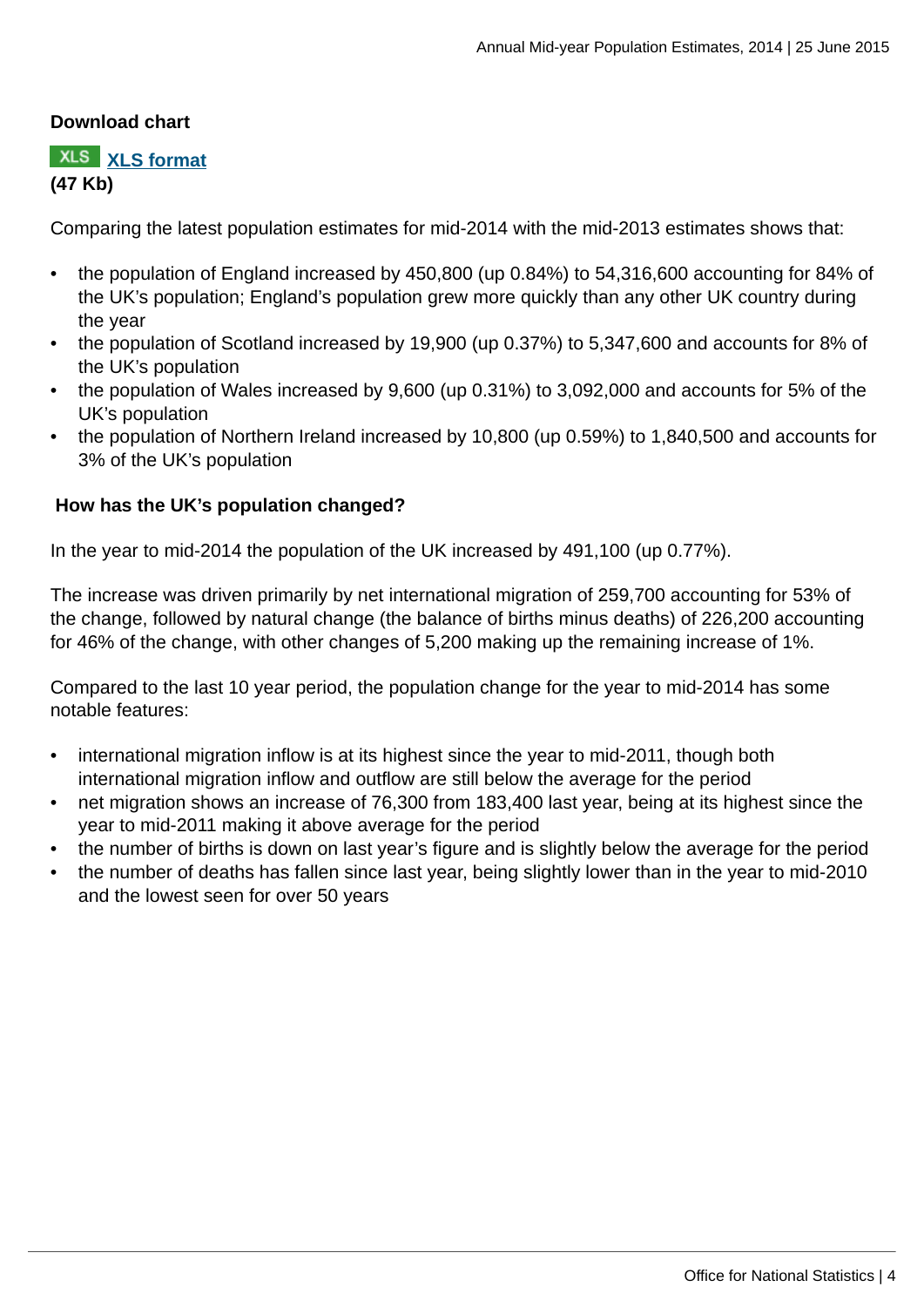**Download chart**

XLS **XLS format**
**(47 Kb)**

Comparing the latest population estimates for mid-2014 with the mid-2013 estimates shows that:

- the population of England increased by 450,800 (up 0.84%) to 54,316,600 accounting for 84% of the UK's population; England's population grew more quickly than any other UK country during the year
- the population of Scotland increased by 19,900 (up 0.37%) to 5,347,600 and accounts for 8% of the UK's population
- the population of Wales increased by 9,600 (up 0.31%) to 3,092,000 and accounts for 5% of the UK's population
- the population of Northern Ireland increased by 10,800 (up 0.59%) to 1,840,500 and accounts for 3% of the UK's population

### How has the UK's population changed?

In the year to mid-2014 the population of the UK increased by 491,100 (up 0.77%).

The increase was driven primarily by net international migration of 259,700 accounting for 53% of the change, followed by natural change (the balance of births minus deaths) of 226,200 accounting for 46% of the change, with other changes of 5,200 making up the remaining increase of 1%.

Compared to the last 10 year period, the population change for the year to mid-2014 has some notable features:

- international migration inflow is at its highest since the year to mid-2011, though both international migration inflow and outflow are still below the average for the period
- net migration shows an increase of 76,300 from 183,400 last year, being at its highest since the year to mid-2011 making it above average for the period
- the number of births is down on last year's figure and is slightly below the average for the period
- the number of deaths has fallen since last year, being slightly lower than in the year to mid-2010 and the lowest seen for over 50 years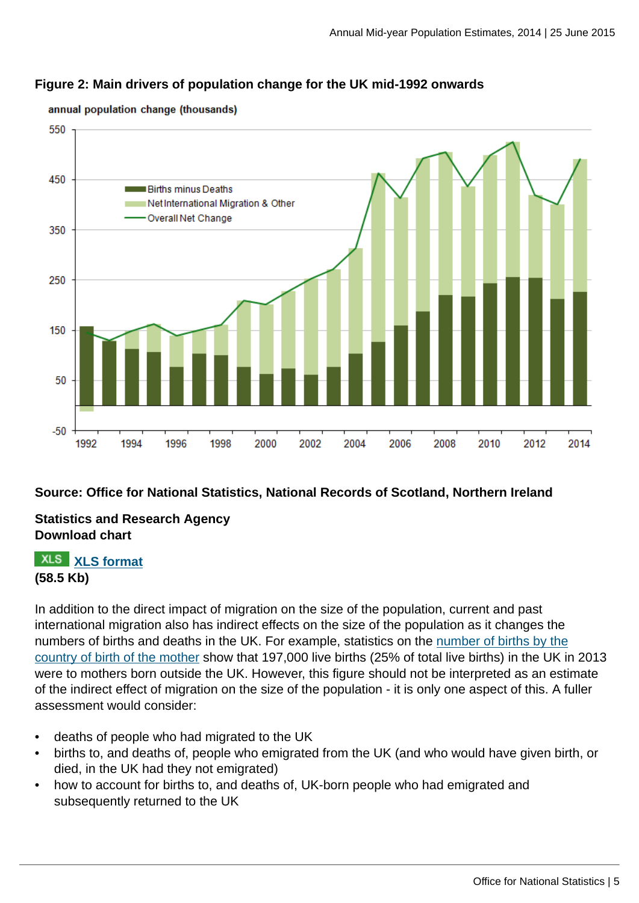**Figure 2: Main drivers of population change for the UK mid-1992 onwards**

**Source: Office for National Statistics, National Records of Scotland, Northern Ireland Statistics and Research Agency**

**Download chart**

XLS [XLS format](#)
**(58.5 Kb)**

In addition to the direct impact of migration on the size of the population, current and past international migration also has indirect effects on the size of the population as it changes the numbers of births and deaths in the UK. For example, statistics on the [number of births by the country of birth of the mother](#) show that 197,000 live births (25% of total live births) in the UK in 2013 were to mothers born outside the UK. However, this figure should not be interpreted as an estimate of the indirect effect of migration on the size of the population - it is only one aspect of this. A fuller assessment would consider:

- deaths of people who had migrated to the UK
- births to, and deaths of, people who emigrated from the UK (and who would have given birth, or died, in the UK had they not emigrated)
- how to account for births to, and deaths of, UK-born people who had emigrated and subsequently returned to the UK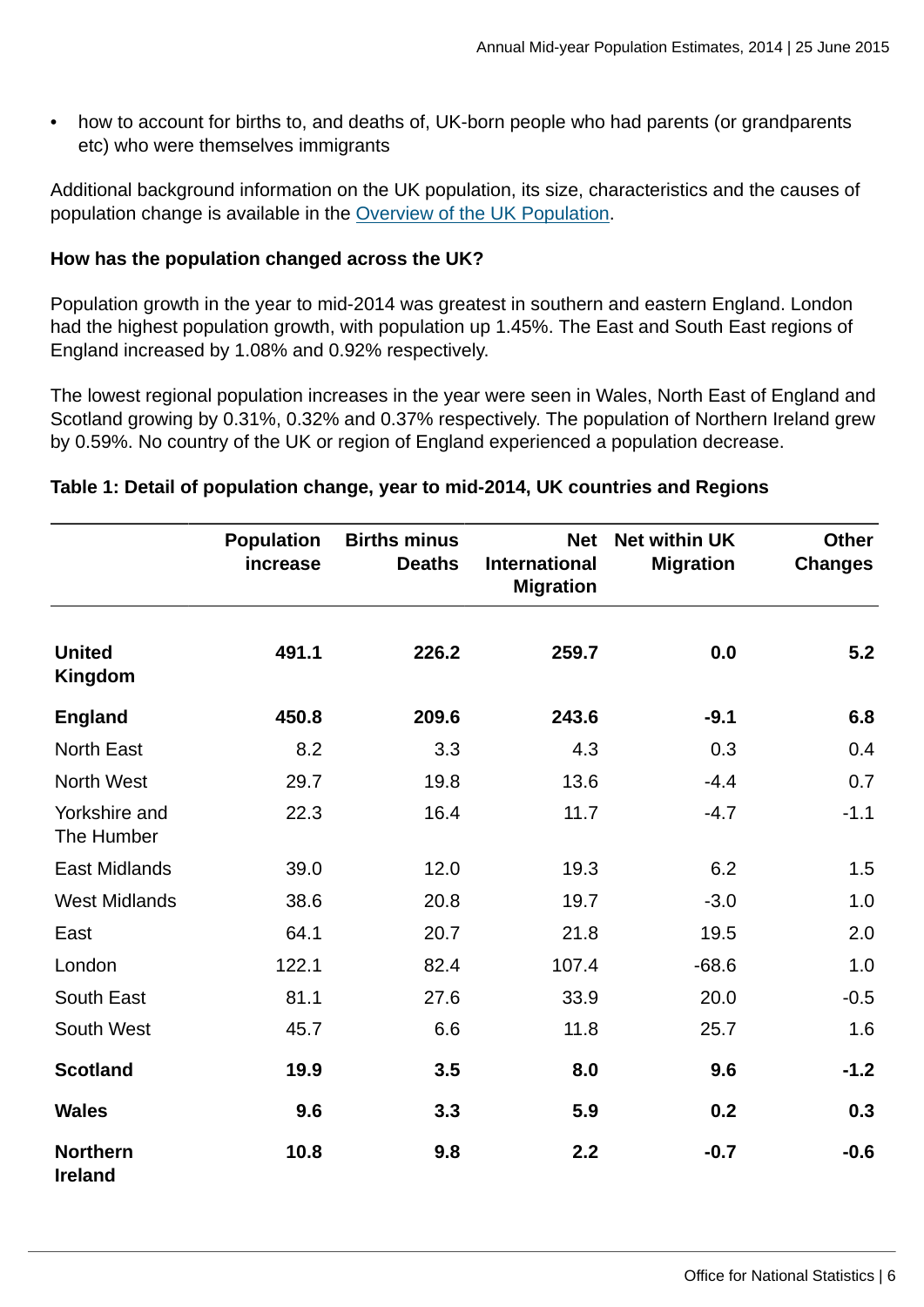- how to account for births to, and deaths of, UK-born people who had parents (or grandparents etc) who were themselves immigrants

Additional background information on the UK population, its size, characteristics and the causes of population change is available in the [Overview of the UK Population](#).

**How has the population changed across the UK?**

Population growth in the year to mid-2014 was greatest in southern and eastern England. London had the highest population growth, with population up 1.45%. The East and South East regions of England increased by 1.08% and 0.92% respectively.

The lowest regional population increases in the year were seen in Wales, North East of England and Scotland growing by 0.31%, 0.32% and 0.37% respectively. The population of Northern Ireland grew by 0.59%. No country of the UK or region of England experienced a population decrease.

**Table 1: Detail of population change, year to mid-2014, UK countries and Regions**

| | Population increase | Births minus Deaths | Net International Migration | Net within UK Migration | Other Changes |
|---|---|---|---|---|---|
| **United Kingdom** | **491.1** | **226.2** | **259.7** | **0.0** | **5.2** |
| **England** | **450.8** | **209.6** | **243.6** | **-9.1** | **6.8** |
| North East | 8.2 | 3.3 | 4.3 | 0.3 | 0.4 |
| North West | 29.7 | 19.8 | 13.6 | -4.4 | 0.7 |
| Yorkshire and The Humber | 22.3 | 16.4 | 11.7 | -4.7 | -1.1 |
| East Midlands | 39.0 | 12.0 | 19.3 | 6.2 | 1.5 |
| West Midlands | 38.6 | 20.8 | 19.7 | -3.0 | 1.0 |
| East | 64.1 | 20.7 | 21.8 | 19.5 | 2.0 |
| London | 122.1 | 82.4 | 107.4 | -68.6 | 1.0 |
| South East | 81.1 | 27.6 | 33.9 | 20.0 | -0.5 |
| South West | 45.7 | 6.6 | 11.8 | 25.7 | 1.6 |
| **Scotland** | **19.9** | **3.5** | **8.0** | **9.6** | **-1.2** |
| **Wales** | **9.6** | **3.3** | **5.9** | **0.2** | **0.3** |
| **Northern Ireland** | **10.8** | **9.8** | **2.2** | **-0.7** | **-0.6** |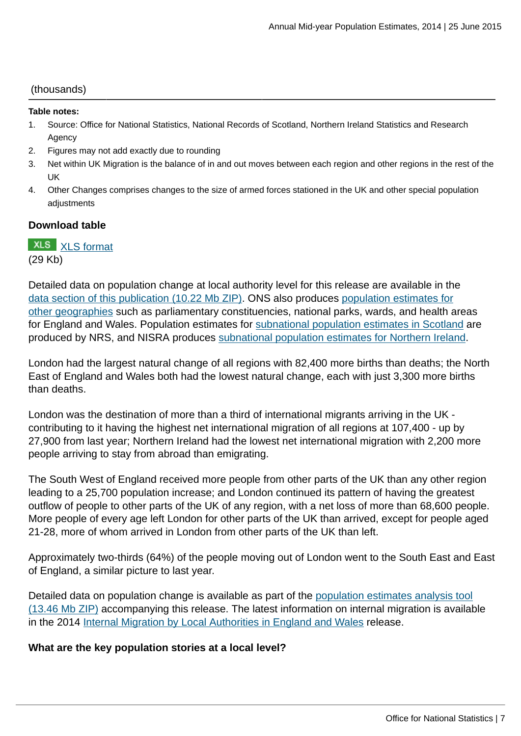(thousands)

**Table notes:**

1. Source: Office for National Statistics, National Records of Scotland, Northern Ireland Statistics and Research Agency
2. Figures may not add exactly due to rounding
3. Net within UK Migration is the balance of in and out moves between each region and other regions in the rest of the UK
4. Other Changes comprises changes to the size of armed forces stationed in the UK and other special population adjustments

**Download table**

XLS XLS format
(29 Kb)

Detailed data on population change at local authority level for this release are available in the data section of this publication (10.22 Mb ZIP). ONS also produces population estimates for other geographies such as parliamentary constituencies, national parks, wards, and health areas for England and Wales. Population estimates for subnational population estimates in Scotland are produced by NRS, and NISRA produces subnational population estimates for Northern Ireland.

London had the largest natural change of all regions with 82,400 more births than deaths; the North East of England and Wales both had the lowest natural change, each with just 3,300 more births than deaths.

London was the destination of more than a third of international migrants arriving in the UK - contributing to it having the highest net international migration of all regions at 107,400 - up by 27,900 from last year; Northern Ireland had the lowest net international migration with 2,200 more people arriving to stay from abroad than emigrating.

The South West of England received more people from other parts of the UK than any other region leading to a 25,700 population increase; and London continued its pattern of having the greatest outflow of people to other parts of the UK of any region, with a net loss of more than 68,600 people. More people of every age left London for other parts of the UK than arrived, except for people aged 21-28, more of whom arrived in London from other parts of the UK than left.

Approximately two-thirds (64%) of the people moving out of London went to the South East and East of England, a similar picture to last year.

Detailed data on population change is available as part of the population estimates analysis tool (13.46 Mb ZIP) accompanying this release. The latest information on internal migration is available in the 2014 Internal Migration by Local Authorities in England and Wales release.

**What are the key population stories at a local level?**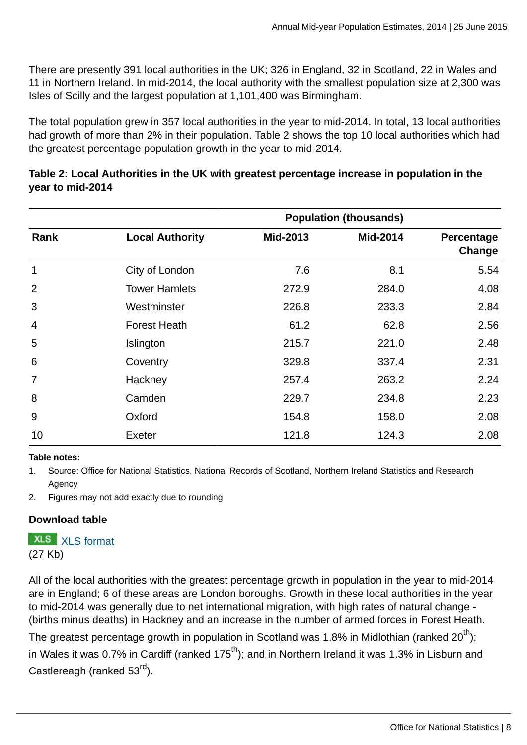There are presently 391 local authorities in the UK; 326 in England, 32 in Scotland, 22 in Wales and 11 in Northern Ireland. In mid-2014, the local authority with the smallest population size at 2,300 was Isles of Scilly and the largest population at 1,101,400 was Birmingham.

The total population grew in 357 local authorities in the year to mid-2014. In total, 13 local authorities had growth of more than 2% in their population. Table 2 shows the top 10 local authorities which had the greatest percentage population growth in the year to mid-2014.

**Table 2: Local Authorities in the UK with greatest percentage increase in population in the year to mid-2014**

| | | Population (thousands) | | |
|---|---|---|---|---|
| **Rank** | **Local Authority** | **Mid-2013** | **Mid-2014** | **Percentage Change** |
| 1 | City of London | 7.6 | 8.1 | 5.54 |
| 2 | Tower Hamlets | 272.9 | 284.0 | 4.08 |
| 3 | Westminster | 226.8 | 233.3 | 2.84 |
| 4 | Forest Heath | 61.2 | 62.8 | 2.56 |
| 5 | Islington | 215.7 | 221.0 | 2.48 |
| 6 | Coventry | 329.8 | 337.4 | 2.31 |
| 7 | Hackney | 257.4 | 263.2 | 2.24 |
| 8 | Camden | 229.7 | 234.8 | 2.23 |
| 9 | Oxford | 154.8 | 158.0 | 2.08 |
| 10 | Exeter | 121.8 | 124.3 | 2.08 |

**Table notes:**

1. Source: Office for National Statistics, National Records of Scotland, Northern Ireland Statistics and Research Agency
2. Figures may not add exactly due to rounding

**Download table**

XLS [XLS format](XLS format)
(27 Kb)

All of the local authorities with the greatest percentage growth in population in the year to mid-2014 are in England; 6 of these areas are London boroughs. Growth in these local authorities in the year to mid-2014 was generally due to net international migration, with high rates of natural change - (births minus deaths) in Hackney and an increase in the number of armed forces in Forest Heath. The greatest percentage growth in population in Scotland was 1.8% in Midlothian (ranked 20th); in Wales it was 0.7% in Cardiff (ranked 175th); and in Northern Ireland it was 1.3% in Lisburn and Castlereagh (ranked 53rd).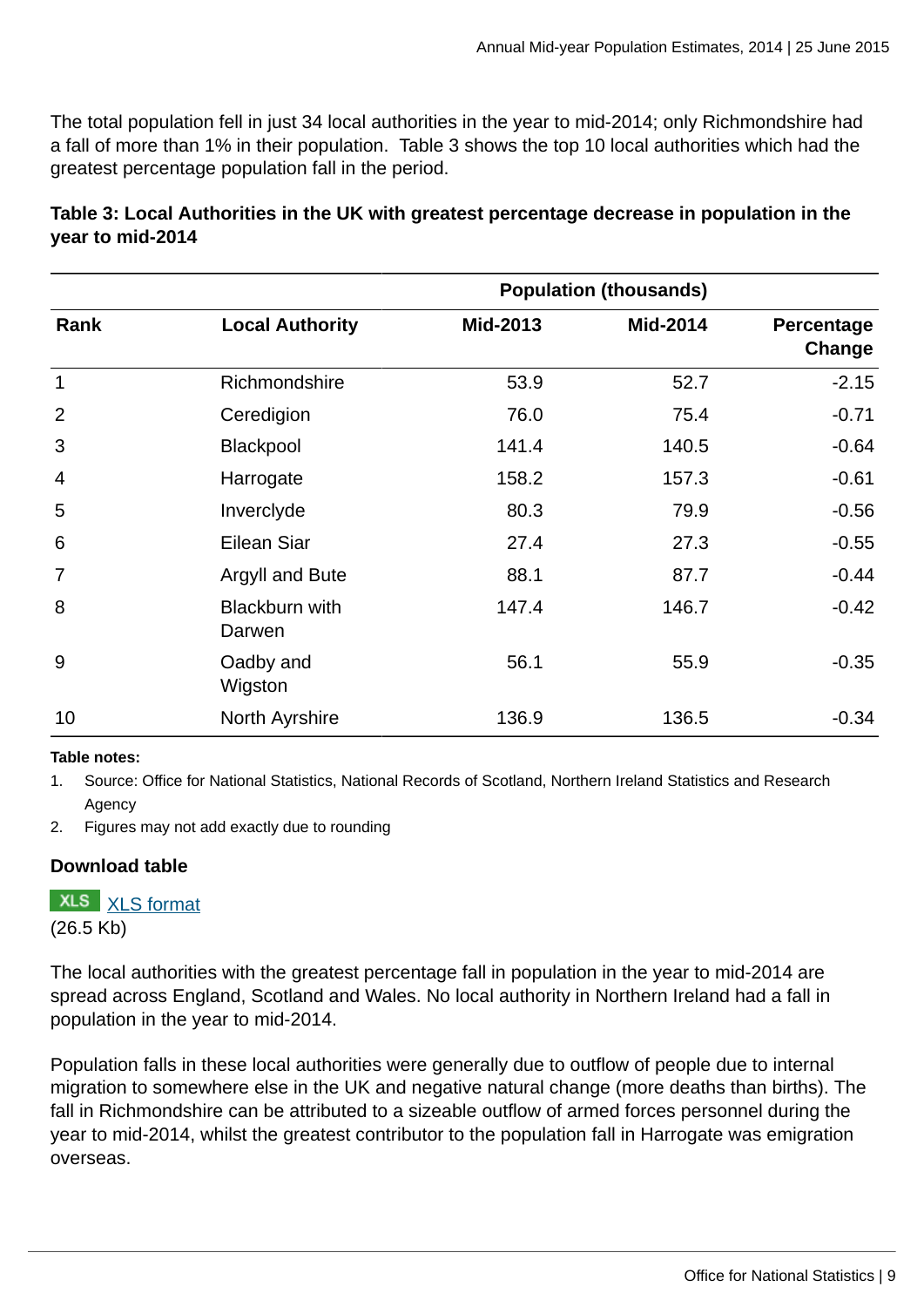The total population fell in just 34 local authorities in the year to mid-2014; only Richmondshire had a fall of more than 1% in their population.  Table 3 shows the top 10 local authorities which had the greatest percentage population fall in the period.

**Table 3: Local Authorities in the UK with greatest percentage decrease in population in the year to mid-2014**

| | | Population (thousands) | | |
|---|---|---|---|---|
| **Rank** | **Local Authority** | **Mid-2013** | **Mid-2014** | **Percentage Change** |
| 1 | Richmondshire | 53.9 | 52.7 | -2.15 |
| 2 | Ceredigion | 76.0 | 75.4 | -0.71 |
| 3 | Blackpool | 141.4 | 140.5 | -0.64 |
| 4 | Harrogate | 158.2 | 157.3 | -0.61 |
| 5 | Inverclyde | 80.3 | 79.9 | -0.56 |
| 6 | Eilean Siar | 27.4 | 27.3 | -0.55 |
| 7 | Argyll and Bute | 88.1 | 87.7 | -0.44 |
| 8 | Blackburn with Darwen | 147.4 | 146.7 | -0.42 |
| 9 | Oadby and Wigston | 56.1 | 55.9 | -0.35 |
| 10 | North Ayrshire | 136.9 | 136.5 | -0.34 |

**Table notes:**

1. Source: Office for National Statistics, National Records of Scotland, Northern Ireland Statistics and Research Agency
2. Figures may not add exactly due to rounding

**Download table**

XLS format
(26.5 Kb)

The local authorities with the greatest percentage fall in population in the year to mid-2014 are spread across England, Scotland and Wales. No local authority in Northern Ireland had a fall in population in the year to mid-2014.

Population falls in these local authorities were generally due to outflow of people due to internal migration to somewhere else in the UK and negative natural change (more deaths than births). The fall in Richmondshire can be attributed to a sizeable outflow of armed forces personnel during the year to mid-2014, whilst the greatest contributor to the population fall in Harrogate was emigration overseas.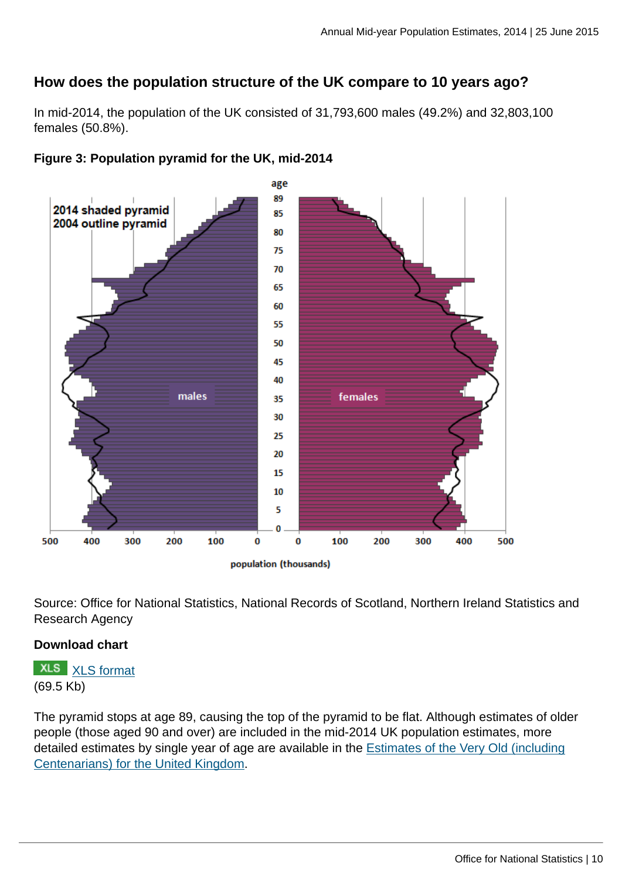## How does the population structure of the UK compare to 10 years ago?

In mid-2014, the population of the UK consisted of 31,793,600 males (49.2%) and 32,803,100 females (50.8%).

**Figure 3: Population pyramid for the UK, mid-2014**

Source: Office for National Statistics, National Records of Scotland, Northern Ireland Statistics and Research Agency

**Download chart**

XLS [XLS format](#)
(69.5 Kb)

The pyramid stops at age 89, causing the top of the pyramid to be flat. Although estimates of older people (those aged 90 and over) are included in the mid-2014 UK population estimates, more detailed estimates by single year of age are available in the [Estimates of the Very Old (including Centenarians) for the United Kingdom](#).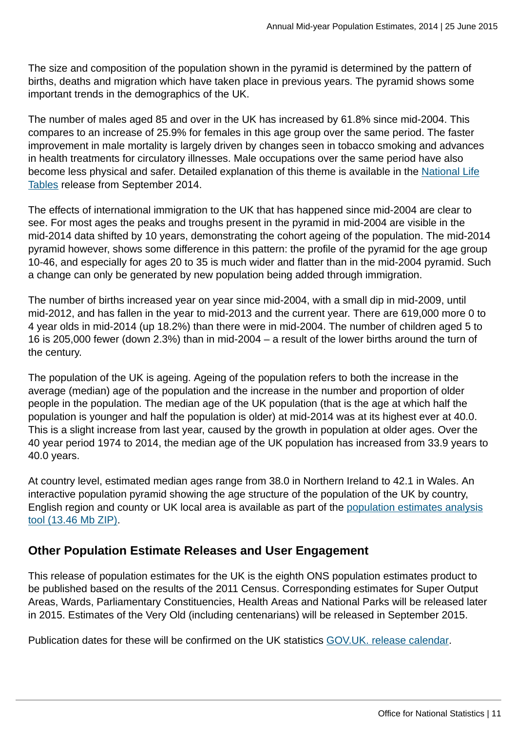The size and composition of the population shown in the pyramid is determined by the pattern of births, deaths and migration which have taken place in previous years. The pyramid shows some important trends in the demographics of the UK.

The number of males aged 85 and over in the UK has increased by 61.8% since mid-2004. This compares to an increase of 25.9% for females in this age group over the same period. The faster improvement in male mortality is largely driven by changes seen in tobacco smoking and advances in health treatments for circulatory illnesses. Male occupations over the same period have also become less physical and safer. Detailed explanation of this theme is available in the National Life Tables release from September 2014.

The effects of international immigration to the UK that has happened since mid-2004 are clear to see. For most ages the peaks and troughs present in the pyramid in mid-2004 are visible in the mid-2014 data shifted by 10 years, demonstrating the cohort ageing of the population. The mid-2014 pyramid however, shows some difference in this pattern: the profile of the pyramid for the age group 10-46, and especially for ages 20 to 35 is much wider and flatter than in the mid-2004 pyramid. Such a change can only be generated by new population being added through immigration.

The number of births increased year on year since mid-2004, with a small dip in mid-2009, until mid-2012, and has fallen in the year to mid-2013 and the current year. There are 619,000 more 0 to 4 year olds in mid-2014 (up 18.2%) than there were in mid-2004. The number of children aged 5 to 16 is 205,000 fewer (down 2.3%) than in mid-2004 – a result of the lower births around the turn of the century.

The population of the UK is ageing. Ageing of the population refers to both the increase in the average (median) age of the population and the increase in the number and proportion of older people in the population. The median age of the UK population (that is the age at which half the population is younger and half the population is older) at mid-2014 was at its highest ever at 40.0. This is a slight increase from last year, caused by the growth in population at older ages. Over the 40 year period 1974 to 2014, the median age of the UK population has increased from 33.9 years to 40.0 years.

At country level, estimated median ages range from 38.0 in Northern Ireland to 42.1 in Wales. An interactive population pyramid showing the age structure of the population of the UK by country, English region and county or UK local area is available as part of the population estimates analysis tool (13.46 Mb ZIP).

## Other Population Estimate Releases and User Engagement

This release of population estimates for the UK is the eighth ONS population estimates product to be published based on the results of the 2011 Census. Corresponding estimates for Super Output Areas, Wards, Parliamentary Constituencies, Health Areas and National Parks will be released later in 2015. Estimates of the Very Old (including centenarians) will be released in September 2015.

Publication dates for these will be confirmed on the UK statistics GOV.UK. release calendar.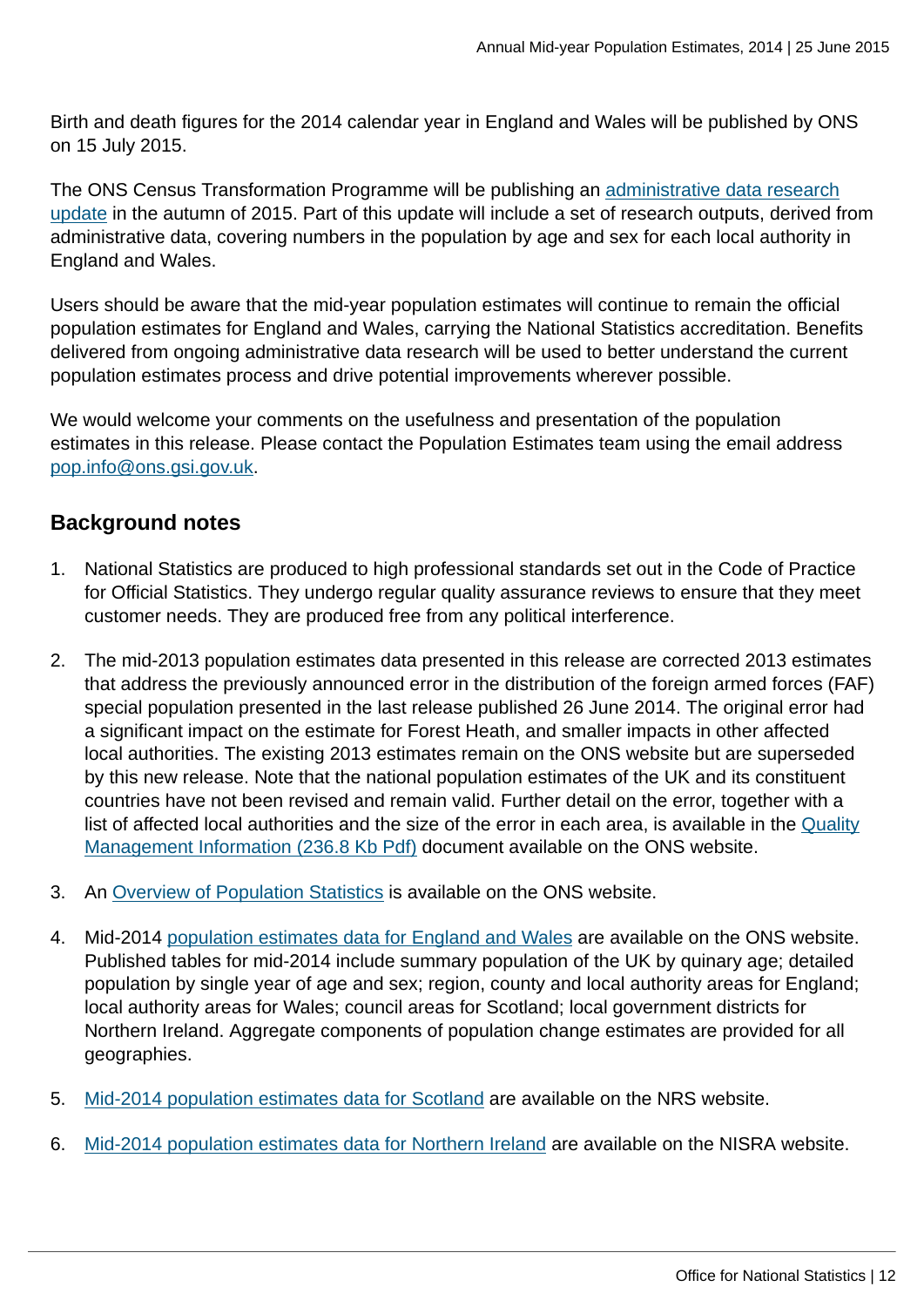Birth and death figures for the 2014 calendar year in England and Wales will be published by ONS on 15 July 2015.

The ONS Census Transformation Programme will be publishing an administrative data research update in the autumn of 2015. Part of this update will include a set of research outputs, derived from administrative data, covering numbers in the population by age and sex for each local authority in England and Wales.

Users should be aware that the mid-year population estimates will continue to remain the official population estimates for England and Wales, carrying the National Statistics accreditation. Benefits delivered from ongoing administrative data research will be used to better understand the current population estimates process and drive potential improvements wherever possible.

We would welcome your comments on the usefulness and presentation of the population estimates in this release. Please contact the Population Estimates team using the email address pop.info@ons.gsi.gov.uk.

## Background notes

1. National Statistics are produced to high professional standards set out in the Code of Practice for Official Statistics. They undergo regular quality assurance reviews to ensure that they meet customer needs. They are produced free from any political interference.

2. The mid-2013 population estimates data presented in this release are corrected 2013 estimates that address the previously announced error in the distribution of the foreign armed forces (FAF) special population presented in the last release published 26 June 2014. The original error had a significant impact on the estimate for Forest Heath, and smaller impacts in other affected local authorities. The existing 2013 estimates remain on the ONS website but are superseded by this new release. Note that the national population estimates of the UK and its constituent countries have not been revised and remain valid. Further detail on the error, together with a list of affected local authorities and the size of the error in each area, is available in the Quality Management Information (236.8 Kb Pdf) document available on the ONS website.

3. An Overview of Population Statistics is available on the ONS website.

4. Mid-2014 population estimates data for England and Wales are available on the ONS website. Published tables for mid-2014 include summary population of the UK by quinary age; detailed population by single year of age and sex; region, county and local authority areas for England; local authority areas for Wales; council areas for Scotland; local government districts for Northern Ireland. Aggregate components of population change estimates are provided for all geographies.

5. Mid-2014 population estimates data for Scotland are available on the NRS website.

6. Mid-2014 population estimates data for Northern Ireland are available on the NISRA website.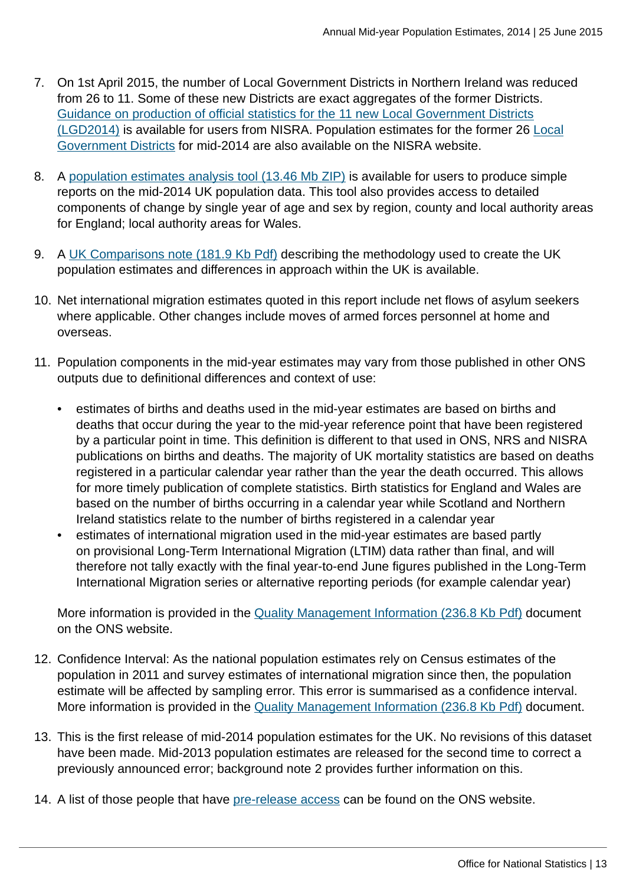7. On 1st April 2015, the number of Local Government Districts in Northern Ireland was reduced from 26 to 11. Some of these new Districts are exact aggregates of the former Districts. Guidance on production of official statistics for the 11 new Local Government Districts (LGD2014) is available for users from NISRA. Population estimates for the former 26 Local Government Districts for mid-2014 are also available on the NISRA website.

8. A population estimates analysis tool (13.46 Mb ZIP) is available for users to produce simple reports on the mid-2014 UK population data. This tool also provides access to detailed components of change by single year of age and sex by region, county and local authority areas for England; local authority areas for Wales.

9. A UK Comparisons note (181.9 Kb Pdf) describing the methodology used to create the UK population estimates and differences in approach within the UK is available.

10. Net international migration estimates quoted in this report include net flows of asylum seekers where applicable. Other changes include moves of armed forces personnel at home and overseas.

11. Population components in the mid-year estimates may vary from those published in other ONS outputs due to definitional differences and context of use:

    - estimates of births and deaths used in the mid-year estimates are based on births and deaths that occur during the year to the mid-year reference point that have been registered by a particular point in time. This definition is different to that used in ONS, NRS and NISRA publications on births and deaths. The majority of UK mortality statistics are based on deaths registered in a particular calendar year rather than the year the death occurred. This allows for more timely publication of complete statistics. Birth statistics for England and Wales are based on the number of births occurring in a calendar year while Scotland and Northern Ireland statistics relate to the number of births registered in a calendar year
    - estimates of international migration used in the mid-year estimates are based partly on provisional Long-Term International Migration (LTIM) data rather than final, and will therefore not tally exactly with the final year-to-end June figures published in the Long-Term International Migration series or alternative reporting periods (for example calendar year)

    More information is provided in the Quality Management Information (236.8 Kb Pdf) document on the ONS website.

12. Confidence Interval: As the national population estimates rely on Census estimates of the population in 2011 and survey estimates of international migration since then, the population estimate will be affected by sampling error. This error is summarised as a confidence interval. More information is provided in the Quality Management Information (236.8 Kb Pdf) document.

13. This is the first release of mid-2014 population estimates for the UK. No revisions of this dataset have been made. Mid-2013 population estimates are released for the second time to correct a previously announced error; background note 2 provides further information on this.

14. A list of those people that have pre-release access can be found on the ONS website.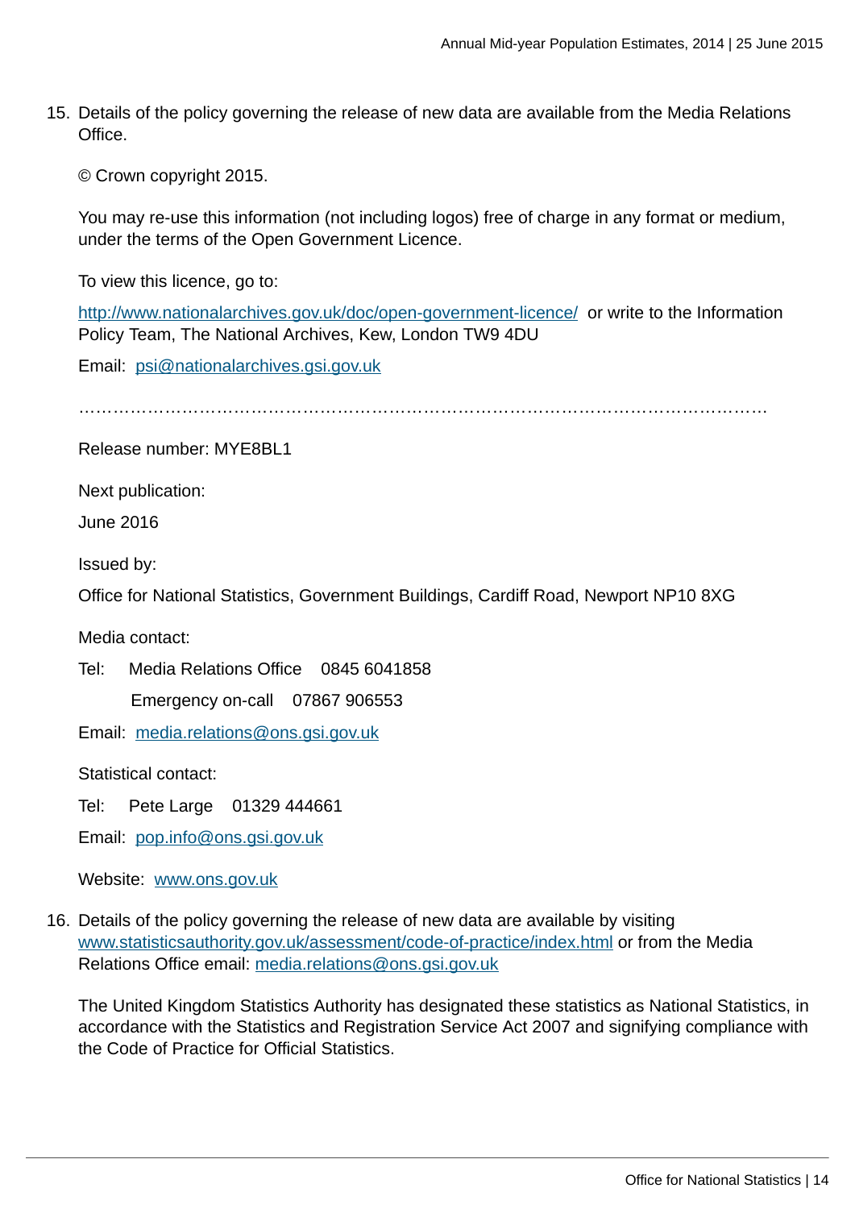15. Details of the policy governing the release of new data are available from the Media Relations Office.

    © Crown copyright 2015.

    You may re-use this information (not including logos) free of charge in any format or medium, under the terms of the Open Government Licence.

    To view this licence, go to:

    http://www.nationalarchives.gov.uk/doc/open-government-licence/ or write to the Information Policy Team, The National Archives, Kew, London TW9 4DU

    Email: psi@nationalarchives.gsi.gov.uk

    ……………………………………………………………………………………………………

    Release number: MYE8BL1

    Next publication:

    June 2016

    Issued by:

    Office for National Statistics, Government Buildings, Cardiff Road, Newport NP10 8XG

    Media contact:

    Tel: Media Relations Office 0845 6041858

    Emergency on-call 07867 906553

    Email: media.relations@ons.gsi.gov.uk

    Statistical contact:

    Tel: Pete Large 01329 444661

    Email: pop.info@ons.gsi.gov.uk

    Website: www.ons.gov.uk

16. Details of the policy governing the release of new data are available by visiting www.statisticsauthority.gov.uk/assessment/code-of-practice/index.html or from the Media Relations Office email: media.relations@ons.gsi.gov.uk

    The United Kingdom Statistics Authority has designated these statistics as National Statistics, in accordance with the Statistics and Registration Service Act 2007 and signifying compliance with the Code of Practice for Official Statistics.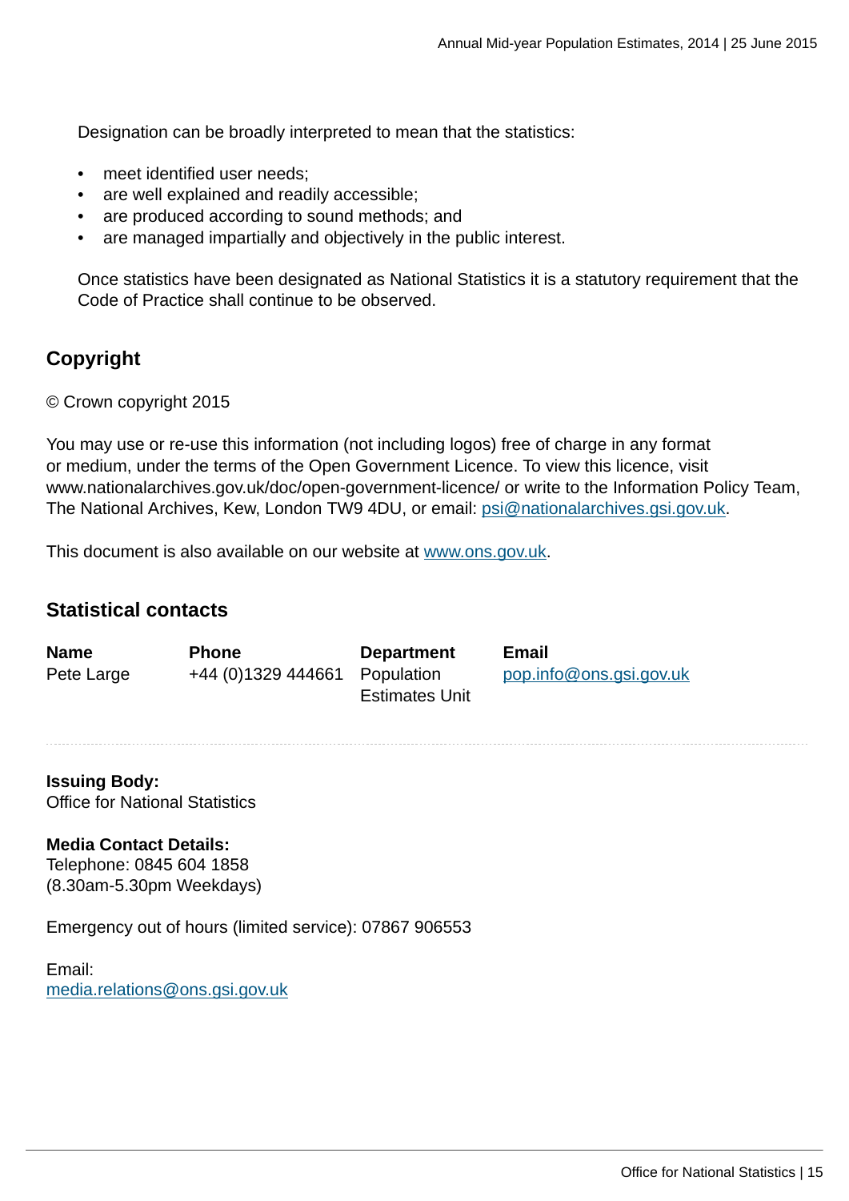Designation can be broadly interpreted to mean that the statistics:

- meet identified user needs;
- are well explained and readily accessible;
- are produced according to sound methods; and
- are managed impartially and objectively in the public interest.

Once statistics have been designated as National Statistics it is a statutory requirement that the Code of Practice shall continue to be observed.

## Copyright

© Crown copyright 2015

You may use or re-use this information (not including logos) free of charge in any format or medium, under the terms of the Open Government Licence. To view this licence, visit www.nationalarchives.gov.uk/doc/open-government-licence/ or write to the Information Policy Team, The National Archives, Kew, London TW9 4DU, or email: psi@nationalarchives.gsi.gov.uk.

This document is also available on our website at www.ons.gov.uk.

## Statistical contacts

| Name | Phone | Department | Email |
|---|---|---|---|
| Pete Large | +44 (0)1329 444661 | Population Estimates Unit | pop.info@ons.gsi.gov.uk |

**Issuing Body:**
Office for National Statistics

**Media Contact Details:**
Telephone: 0845 604 1858
(8.30am-5.30pm Weekdays)

Emergency out of hours (limited service): 07867 906553

Email:
media.relations@ons.gsi.gov.uk